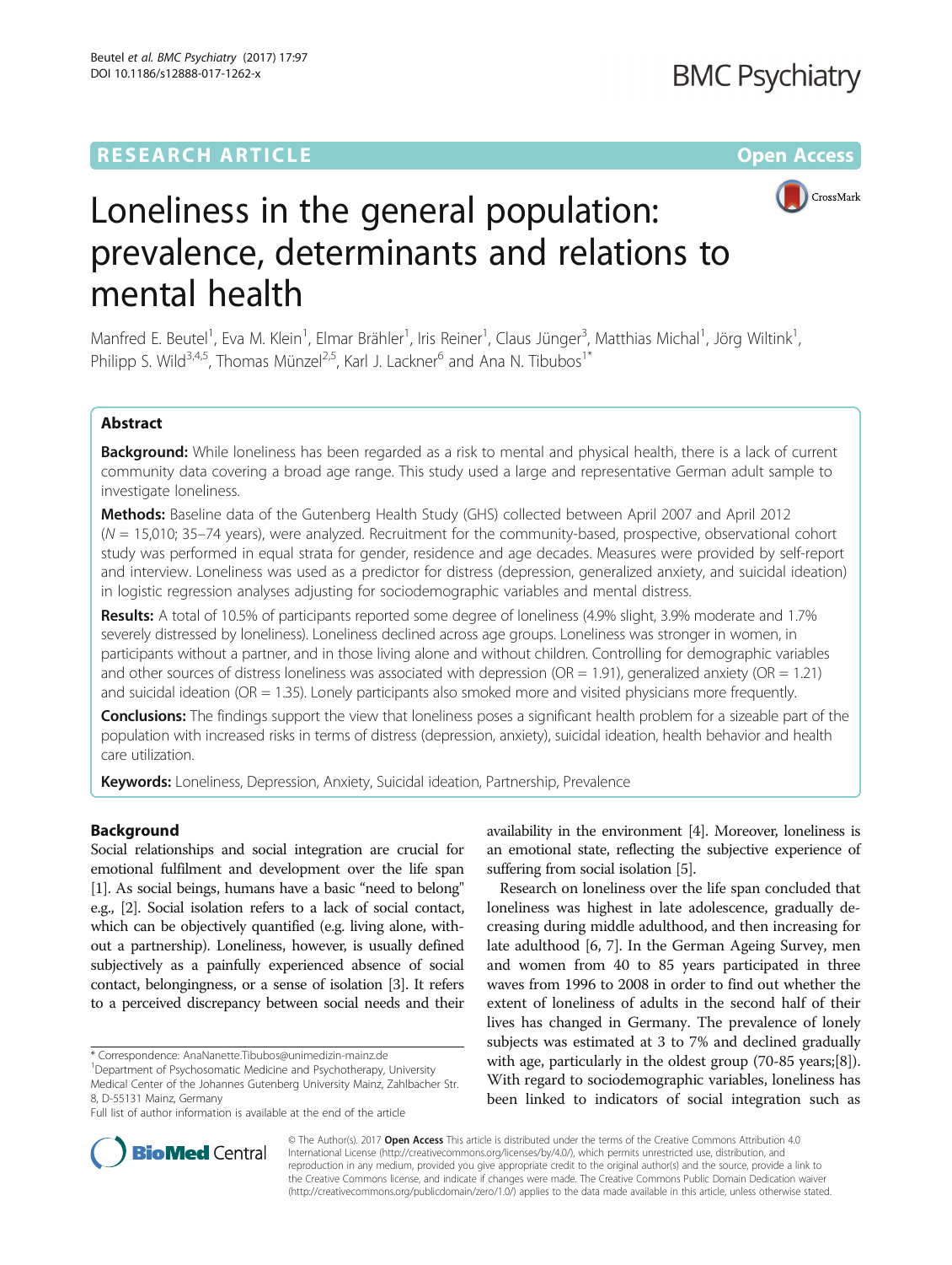# Loneliness in the general population: prevalence, determinants and relations to mental health

Manfred E. Beutel[1], Eva M. Klein[1], Elmar Brähler[1], Iris Reiner[1], Claus Jünger[3], Matthias Michal[1], Jörg Wiltink[1], Philipp S. Wild[3,4,5], Thomas Münzel[2,5], Karl J. Lackner[6] and Ana N. Tibubos[1*]

## Abstract

**Background:** While loneliness has been regarded as a risk to mental and physical health, there is a lack of current community data covering a broad age range. This study used a large and representative German adult sample to investigate loneliness.

**Methods:** Baseline data of the Gutenberg Health Study (GHS) collected between April 2007 and April 2012 ($N$ = 15,010; 35–74 years), were analyzed. Recruitment for the community-based, prospective, observational cohort study was performed in equal strata for gender, residence and age decades. Measures were provided by self-report and interview. Loneliness was used as a predictor for distress (depression, generalized anxiety, and suicidal ideation) in logistic regression analyses adjusting for sociodemographic variables and mental distress.

**Results:** A total of 10.5% of participants reported some degree of loneliness (4.9% slight, 3.9% moderate and 1.7% severely distressed by loneliness). Loneliness declined across age groups. Loneliness was stronger in women, in participants without a partner, and in those living alone and without children. Controlling for demographic variables and other sources of distress loneliness was associated with depression (OR = 1.91), generalized anxiety (OR = 1.21) and suicidal ideation (OR = 1.35). Lonely participants also smoked more and visited physicians more frequently.

**Conclusions:** The findings support the view that loneliness poses a significant health problem for a sizeable part of the population with increased risks in terms of distress (depression, anxiety), suicidal ideation, health behavior and health care utilization.

**Keywords:** Loneliness, Depression, Anxiety, Suicidal ideation, Partnership, Prevalence

## Background

Social relationships and social integration are crucial for emotional fulfilment and development over the life span [1]. As social beings, humans have a basic "need to belong" e.g., [2]. Social isolation refers to a lack of social contact, which can be objectively quantified (e.g. living alone, without a partnership). Loneliness, however, is usually defined subjectively as a painfully experienced absence of social contact, belongingness, or a sense of isolation [3]. It refers to a perceived discrepancy between social needs and their availability in the environment [4]. Moreover, loneliness is an emotional state, reflecting the subjective experience of suffering from social isolation [5].

Research on loneliness over the life span concluded that loneliness was highest in late adolescence, gradually decreasing during middle adulthood, and then increasing for late adulthood [6, 7]. In the German Ageing Survey, men and women from 40 to 85 years participated in three waves from 1996 to 2008 in order to find out whether the extent of loneliness of adults in the second half of their lives has changed in Germany. The prevalence of lonely subjects was estimated at 3 to 7% and declined gradually with age, particularly in the oldest group (70-85 years;[8]). With regard to sociodemographic variables, loneliness has been linked to indicators of social integration such as

* Correspondence: AnaNanette.Tibubos@unimedizin-mainz.de
[1]Department of Psychosomatic Medicine and Psychotherapy, University Medical Center of the Johannes Gutenberg University Mainz, Zahlbacher Str. 8, D-55131 Mainz, Germany
Full list of author information is available at the end of the article

© The Author(s). 2017 **Open Access** This article is distributed under the terms of the Creative Commons Attribution 4.0 International License (http://creativecommons.org/licenses/by/4.0/), which permits unrestricted use, distribution, and reproduction in any medium, provided you give appropriate credit to the original author(s) and the source, provide a link to the Creative Commons license, and indicate if changes were made. The Creative Commons Public Domain Dedication waiver (http://creativecommons.org/publicdomain/zero/1.0/) applies to the data made available in this article, unless otherwise stated.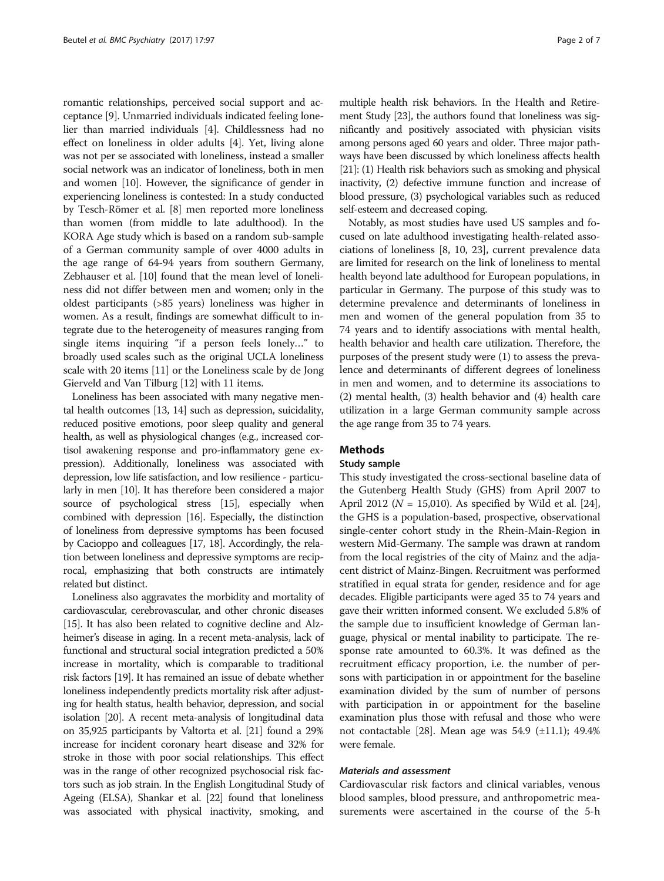romantic relationships, perceived social support and acceptance [9]. Unmarried individuals indicated feeling lonelier than married individuals [4]. Childlessness had no effect on loneliness in older adults [4]. Yet, living alone was not per se associated with loneliness, instead a smaller social network was an indicator of loneliness, both in men and women [10]. However, the significance of gender in experiencing loneliness is contested: In a study conducted by Tesch-Römer et al. [8] men reported more loneliness than women (from middle to late adulthood). In the KORA Age study which is based on a random sub-sample of a German community sample of over 4000 adults in the age range of 64-94 years from southern Germany, Zebhauser et al. [10] found that the mean level of loneliness did not differ between men and women; only in the oldest participants (>85 years) loneliness was higher in women. As a result, findings are somewhat difficult to integrate due to the heterogeneity of measures ranging from single items inquiring "if a person feels lonely…" to broadly used scales such as the original UCLA loneliness scale with 20 items [11] or the Loneliness scale by de Jong Gierveld and Van Tilburg [12] with 11 items.

Loneliness has been associated with many negative mental health outcomes [13, 14] such as depression, suicidality, reduced positive emotions, poor sleep quality and general health, as well as physiological changes (e.g., increased cortisol awakening response and pro-inflammatory gene expression). Additionally, loneliness was associated with depression, low life satisfaction, and low resilience - particularly in men [10]. It has therefore been considered a major source of psychological stress [15], especially when combined with depression [16]. Especially, the distinction of loneliness from depressive symptoms has been focused by Cacioppo and colleagues [17, 18]. Accordingly, the relation between loneliness and depressive symptoms are reciprocal, emphasizing that both constructs are intimately related but distinct.

Loneliness also aggravates the morbidity and mortality of cardiovascular, cerebrovascular, and other chronic diseases [15]. It has also been related to cognitive decline and Alzheimer's disease in aging. In a recent meta-analysis, lack of functional and structural social integration predicted a 50% increase in mortality, which is comparable to traditional risk factors [19]. It has remained an issue of debate whether loneliness independently predicts mortality risk after adjusting for health status, health behavior, depression, and social isolation [20]. A recent meta-analysis of longitudinal data on 35,925 participants by Valtorta et al. [21] found a 29% increase for incident coronary heart disease and 32% for stroke in those with poor social relationships. This effect was in the range of other recognized psychosocial risk factors such as job strain. In the English Longitudinal Study of Ageing (ELSA), Shankar et al. [22] found that loneliness was associated with physical inactivity, smoking, and multiple health risk behaviors. In the Health and Retirement Study [23], the authors found that loneliness was significantly and positively associated with physician visits among persons aged 60 years and older. Three major pathways have been discussed by which loneliness affects health [21]: (1) Health risk behaviors such as smoking and physical inactivity, (2) defective immune function and increase of blood pressure, (3) psychological variables such as reduced self-esteem and decreased coping.

Notably, as most studies have used US samples and focused on late adulthood investigating health-related associations of loneliness [8, 10, 23], current prevalence data are limited for research on the link of loneliness to mental health beyond late adulthood for European populations, in particular in Germany. The purpose of this study was to determine prevalence and determinants of loneliness in men and women of the general population from 35 to 74 years and to identify associations with mental health, health behavior and health care utilization. Therefore, the purposes of the present study were (1) to assess the prevalence and determinants of different degrees of loneliness in men and women, and to determine its associations to (2) mental health, (3) health behavior and (4) health care utilization in a large German community sample across the age range from 35 to 74 years.

## Methods

### Study sample

This study investigated the cross-sectional baseline data of the Gutenberg Health Study (GHS) from April 2007 to April 2012 ($N$ = 15,010). As specified by Wild et al. [24], the GHS is a population-based, prospective, observational single-center cohort study in the Rhein-Main-Region in western Mid-Germany. The sample was drawn at random from the local registries of the city of Mainz and the adjacent district of Mainz-Bingen. Recruitment was performed stratified in equal strata for gender, residence and for age decades. Eligible participants were aged 35 to 74 years and gave their written informed consent. We excluded 5.8% of the sample due to insufficient knowledge of German language, physical or mental inability to participate. The response rate amounted to 60.3%. It was defined as the recruitment efficacy proportion, i.e. the number of persons with participation in or appointment for the baseline examination divided by the sum of number of persons with participation in or appointment for the baseline examination plus those with refusal and those who were not contactable [28]. Mean age was 54.9 (±11.1); 49.4% were female.

#### *Materials and assessment*

Cardiovascular risk factors and clinical variables, venous blood samples, blood pressure, and anthropometric measurements were ascertained in the course of the 5-h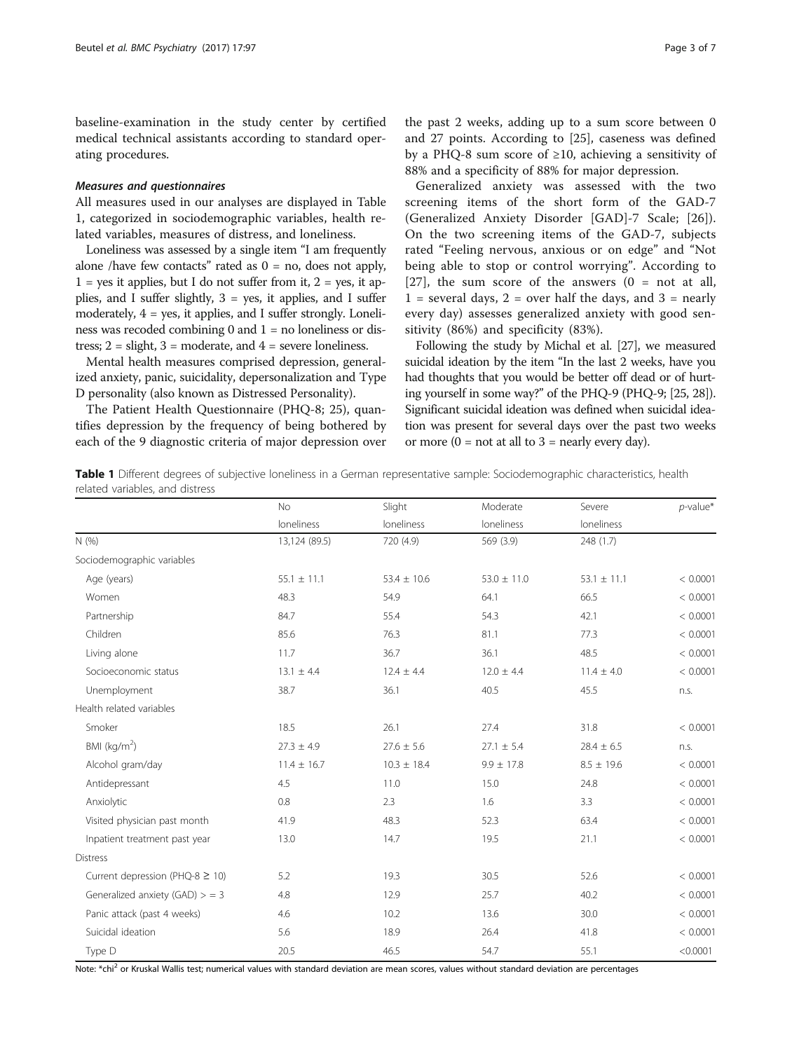baseline-examination in the study center by certified medical technical assistants according to standard operating procedures.

#### *Measures and questionnaires*

All measures used in our analyses are displayed in Table 1, categorized in sociodemographic variables, health related variables, measures of distress, and loneliness.

Loneliness was assessed by a single item "I am frequently alone /have few contacts" rated as 0 = no, does not apply, 1 = yes it applies, but I do not suffer from it, 2 = yes, it applies, and I suffer slightly, 3 = yes, it applies, and I suffer moderately, 4 = yes, it applies, and I suffer strongly. Loneliness was recoded combining 0 and 1 = no loneliness or distress; 2 = slight, 3 = moderate, and 4 = severe loneliness.

Mental health measures comprised depression, generalized anxiety, panic, suicidality, depersonalization and Type D personality (also known as Distressed Personality).

The Patient Health Questionnaire (PHQ-8; 25), quantifies depression by the frequency of being bothered by each of the 9 diagnostic criteria of major depression over the past 2 weeks, adding up to a sum score between 0 and 27 points. According to [25], caseness was defined by a PHQ-8 sum score of ≥10, achieving a sensitivity of 88% and a specificity of 88% for major depression.

Generalized anxiety was assessed with the two screening items of the short form of the GAD-7 (Generalized Anxiety Disorder [GAD]-7 Scale; [26]). On the two screening items of the GAD-7, subjects rated "Feeling nervous, anxious or on edge" and "Not being able to stop or control worrying". According to [27], the sum score of the answers (0 = not at all, 1 = several days, 2 = over half the days, and 3 = nearly every day) assesses generalized anxiety with good sensitivity (86%) and specificity (83%).

Following the study by Michal et al. [27], we measured suicidal ideation by the item "In the last 2 weeks, have you had thoughts that you would be better off dead or of hurting yourself in some way?" of the PHQ-9 (PHQ-9; [25, 28]). Significant suicidal ideation was defined when suicidal ideation was present for several days over the past two weeks or more (0 = not at all to 3 = nearly every day).

**Table 1** Different degrees of subjective loneliness in a German representative sample: Sociodemographic characteristics, health related variables, and distress

| | No loneliness | Slight loneliness | Moderate loneliness | Severe loneliness | *p*-value* |
|---|---|---|---|---|---|
| N (%) | 13,124 (89.5) | 720 (4.9) | 569 (3.9) | 248 (1.7) | |
| Sociodemographic variables | | | | | |
| Age (years) | 55.1 ± 11.1 | 53.4 ± 10.6 | 53.0 ± 11.0 | 53.1 ± 11.1 | < 0.0001 |
| Women | 48.3 | 54.9 | 64.1 | 66.5 | < 0.0001 |
| Partnership | 84.7 | 55.4 | 54.3 | 42.1 | < 0.0001 |
| Children | 85.6 | 76.3 | 81.1 | 77.3 | < 0.0001 |
| Living alone | 11.7 | 36.7 | 36.1 | 48.5 | < 0.0001 |
| Socioeconomic status | 13.1 ± 4.4 | 12.4 ± 4.4 | 12.0 ± 4.4 | 11.4 ± 4.0 | < 0.0001 |
| Unemployment | 38.7 | 36.1 | 40.5 | 45.5 | n.s. |
| Health related variables | | | | | |
| Smoker | 18.5 | 26.1 | 27.4 | 31.8 | < 0.0001 |
| BMI (kg/m$^2$) | 27.3 ± 4.9 | 27.6 ± 5.6 | 27.1 ± 5.4 | 28.4 ± 6.5 | n.s. |
| Alcohol gram/day | 11.4 ± 16.7 | 10.3 ± 18.4 | 9.9 ± 17.8 | 8.5 ± 19.6 | < 0.0001 |
| Antidepressant | 4.5 | 11.0 | 15.0 | 24.8 | < 0.0001 |
| Anxiolytic | 0.8 | 2.3 | 1.6 | 3.3 | < 0.0001 |
| Visited physician past month | 41.9 | 48.3 | 52.3 | 63.4 | < 0.0001 |
| Inpatient treatment past year | 13.0 | 14.7 | 19.5 | 21.1 | < 0.0001 |
| Distress | | | | | |
| Current depression (PHQ-8 ≥ 10) | 5.2 | 19.3 | 30.5 | 52.6 | < 0.0001 |
| Generalized anxiety (GAD) > = 3 | 4.8 | 12.9 | 25.7 | 40.2 | < 0.0001 |
| Panic attack (past 4 weeks) | 4.6 | 10.2 | 13.6 | 30.0 | < 0.0001 |
| Suicidal ideation | 5.6 | 18.9 | 26.4 | 41.8 | < 0.0001 |
| Type D | 20.5 | 46.5 | 54.7 | 55.1 | <0.0001 |

Note: *chi$^2$ or Kruskal Wallis test; numerical values with standard deviation are mean scores, values without standard deviation are percentages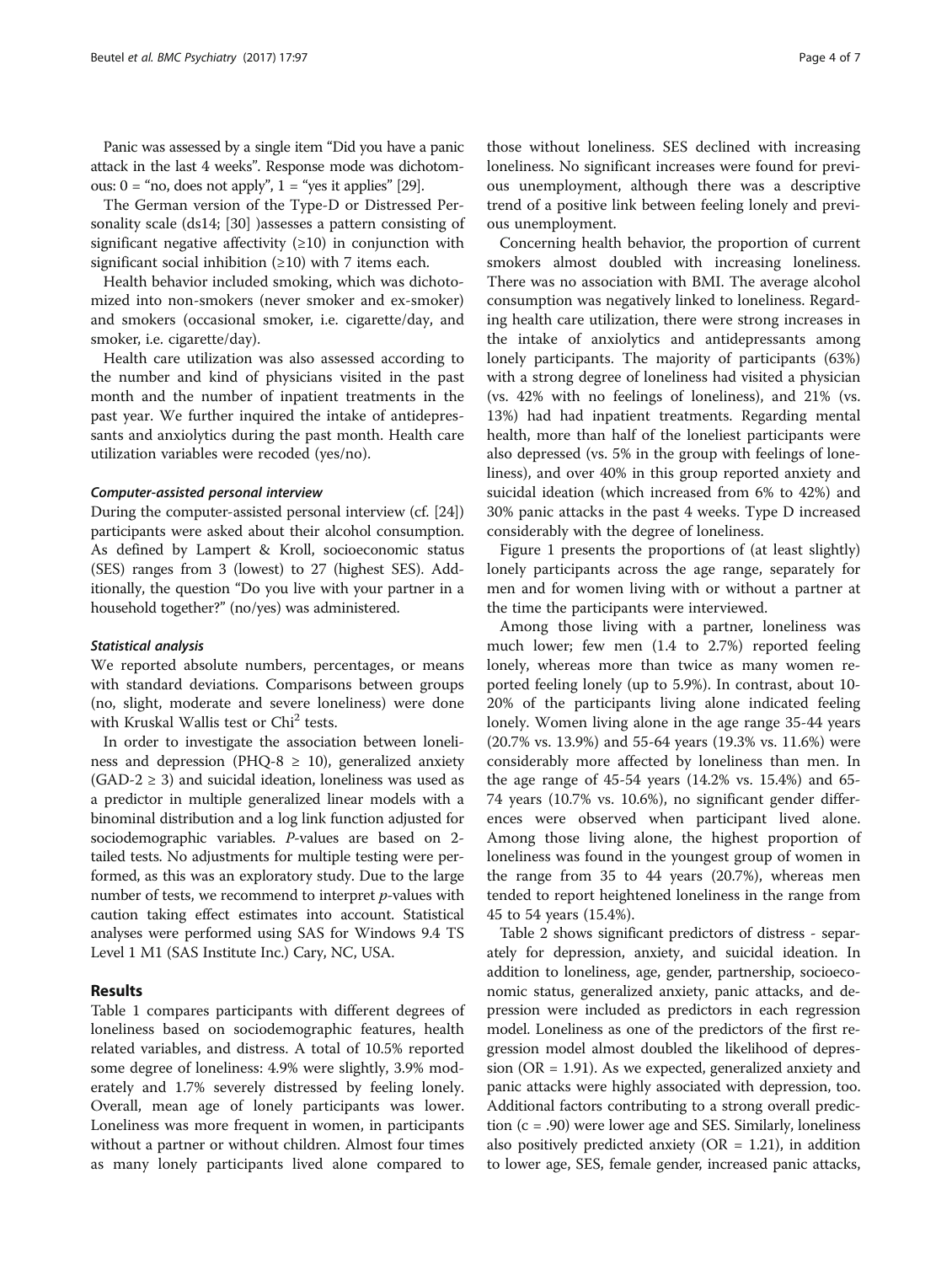Panic was assessed by a single item "Did you have a panic attack in the last 4 weeks". Response mode was dichotomous: 0 = "no, does not apply", 1 = "yes it applies" [29].

The German version of the Type-D or Distressed Personality scale (ds14; [30] )assesses a pattern consisting of significant negative affectivity (≥10) in conjunction with significant social inhibition (≥10) with 7 items each.

Health behavior included smoking, which was dichotomized into non-smokers (never smoker and ex-smoker) and smokers (occasional smoker, i.e. cigarette/day, and smoker, i.e. cigarette/day).

Health care utilization was also assessed according to the number and kind of physicians visited in the past month and the number of inpatient treatments in the past year. We further inquired the intake of antidepressants and anxiolytics during the past month. Health care utilization variables were recoded (yes/no).

#### *Computer-assisted personal interview*

During the computer-assisted personal interview (cf. [24]) participants were asked about their alcohol consumption. As defined by Lampert & Kroll, socioeconomic status (SES) ranges from 3 (lowest) to 27 (highest SES). Additionally, the question "Do you live with your partner in a household together?" (no/yes) was administered.

#### *Statistical analysis*

We reported absolute numbers, percentages, or means with standard deviations. Comparisons between groups (no, slight, moderate and severe loneliness) were done with Kruskal Wallis test or $\text{Chi}^2$ tests.

In order to investigate the association between loneliness and depression (PHQ-8 ≥ 10), generalized anxiety (GAD-2 ≥ 3) and suicidal ideation, loneliness was used as a predictor in multiple generalized linear models with a binominal distribution and a log link function adjusted for sociodemographic variables. *P*-values are based on 2-tailed tests. No adjustments for multiple testing were performed, as this was an exploratory study. Due to the large number of tests, we recommend to interpret *p*-values with caution taking effect estimates into account. Statistical analyses were performed using SAS for Windows 9.4 TS Level 1 M1 (SAS Institute Inc.) Cary, NC, USA.

## Results

Table 1 compares participants with different degrees of loneliness based on sociodemographic features, health related variables, and distress. A total of 10.5% reported some degree of loneliness: 4.9% were slightly, 3.9% moderately and 1.7% severely distressed by feeling lonely. Overall, mean age of lonely participants was lower. Loneliness was more frequent in women, in participants without a partner or without children. Almost four times as many lonely participants lived alone compared to those without loneliness. SES declined with increasing loneliness. No significant increases were found for previous unemployment, although there was a descriptive trend of a positive link between feeling lonely and previous unemployment.

Concerning health behavior, the proportion of current smokers almost doubled with increasing loneliness. There was no association with BMI. The average alcohol consumption was negatively linked to loneliness. Regarding health care utilization, there were strong increases in the intake of anxiolytics and antidepressants among lonely participants. The majority of participants (63%) with a strong degree of loneliness had visited a physician (vs. 42% with no feelings of loneliness), and 21% (vs. 13%) had had inpatient treatments. Regarding mental health, more than half of the loneliest participants were also depressed (vs. 5% in the group with feelings of loneliness), and over 40% in this group reported anxiety and suicidal ideation (which increased from 6% to 42%) and 30% panic attacks in the past 4 weeks. Type D increased considerably with the degree of loneliness.

Figure 1 presents the proportions of (at least slightly) lonely participants across the age range, separately for men and for women living with or without a partner at the time the participants were interviewed.

Among those living with a partner, loneliness was much lower; few men (1.4 to 2.7%) reported feeling lonely, whereas more than twice as many women reported feeling lonely (up to 5.9%). In contrast, about 10-20% of the participants living alone indicated feeling lonely. Women living alone in the age range 35-44 years (20.7% vs. 13.9%) and 55-64 years (19.3% vs. 11.6%) were considerably more affected by loneliness than men. In the age range of 45-54 years (14.2% vs. 15.4%) and 65-74 years (10.7% vs. 10.6%), no significant gender differences were observed when participant lived alone. Among those living alone, the highest proportion of loneliness was found in the youngest group of women in the range from 35 to 44 years (20.7%), whereas men tended to report heightened loneliness in the range from 45 to 54 years (15.4%).

Table 2 shows significant predictors of distress - separately for depression, anxiety, and suicidal ideation. In addition to loneliness, age, gender, partnership, socioeconomic status, generalized anxiety, panic attacks, and depression were included as predictors in each regression model. Loneliness as one of the predictors of the first regression model almost doubled the likelihood of depression (OR = 1.91). As we expected, generalized anxiety and panic attacks were highly associated with depression, too. Additional factors contributing to a strong overall prediction (c = .90) were lower age and SES. Similarly, loneliness also positively predicted anxiety (OR = 1.21), in addition to lower age, SES, female gender, increased panic attacks,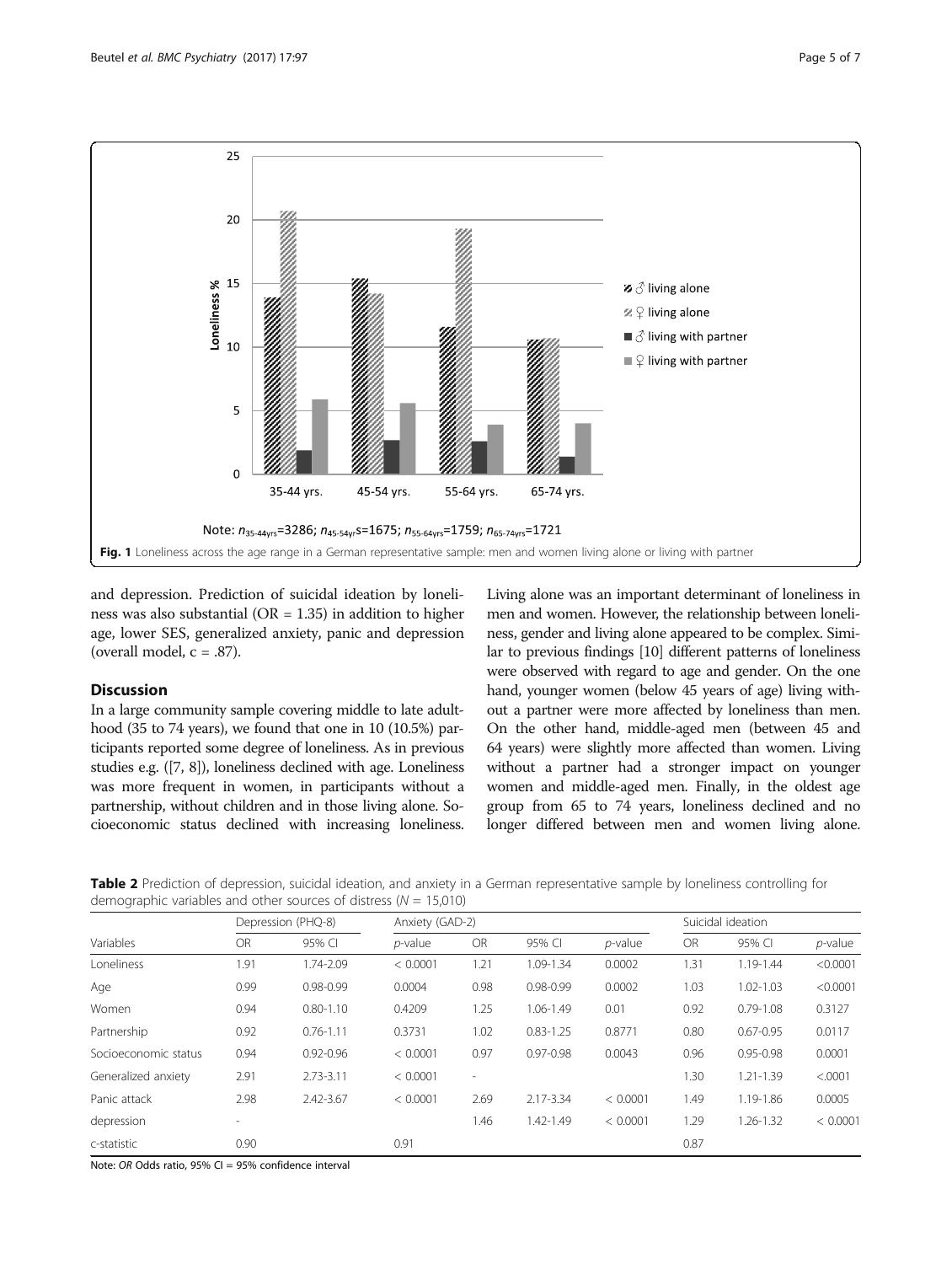Note: $n_{35\text{-}44yrs}$=3286; $n_{45\text{-}54yr}$s=1675; $n_{55\text{-}64yrs}$=1759; $n_{65\text{-}74yrs}$=1721

**Fig. 1** Loneliness across the age range in a German representative sample: men and women living alone or living with partner

and depression. Prediction of suicidal ideation by loneliness was also substantial (OR = 1.35) in addition to higher age, lower SES, generalized anxiety, panic and depression (overall model, c = .87).

## Discussion

In a large community sample covering middle to late adulthood (35 to 74 years), we found that one in 10 (10.5%) participants reported some degree of loneliness. As in previous studies e.g. ([7, 8]), loneliness declined with age. Loneliness was more frequent in women, in participants without a partnership, without children and in those living alone. Socioeconomic status declined with increasing loneliness. Living alone was an important determinant of loneliness in men and women. However, the relationship between loneliness, gender and living alone appeared to be complex. Similar to previous findings [10] different patterns of loneliness were observed with regard to age and gender. On the one hand, younger women (below 45 years of age) living without a partner were more affected by loneliness than men. On the other hand, middle-aged men (between 45 and 64 years) were slightly more affected than women. Living without a partner had a stronger impact on younger women and middle-aged men. Finally, in the oldest age group from 65 to 74 years, loneliness declined and no longer differed between men and women living alone.

**Table 2** Prediction of depression, suicidal ideation, and anxiety in a German representative sample by loneliness controlling for demographic variables and other sources of distress (N = 15,010)

| Variables | Depression (PHQ-8) | | Anxiety (GAD-2) | | | | Suicidal ideation | | |
|---|---|---|---|---|---|---|---|---|---|
| | OR | 95% CI | *p*-value | OR | 95% CI | *p*-value | OR | 95% CI | *p*-value |
| Loneliness | 1.91 | 1.74-2.09 | < 0.0001 | 1.21 | 1.09-1.34 | 0.0002 | 1.31 | 1.19-1.44 | <0.0001 |
| Age | 0.99 | 0.98-0.99 | 0.0004 | 0.98 | 0.98-0.99 | 0.0002 | 1.03 | 1.02-1.03 | <0.0001 |
| Women | 0.94 | 0.80-1.10 | 0.4209 | 1.25 | 1.06-1.49 | 0.01 | 0.92 | 0.79-1.08 | 0.3127 |
| Partnership | 0.92 | 0.76-1.11 | 0.3731 | 1.02 | 0.83-1.25 | 0.8771 | 0.80 | 0.67-0.95 | 0.0117 |
| Socioeconomic status | 0.94 | 0.92-0.96 | < 0.0001 | 0.97 | 0.97-0.98 | 0.0043 | 0.96 | 0.95-0.98 | 0.0001 |
| Generalized anxiety | 2.91 | 2.73-3.11 | < 0.0001 | - | | | 1.30 | 1.21-1.39 | <.0001 |
| Panic attack | 2.98 | 2.42-3.67 | < 0.0001 | 2.69 | 2.17-3.34 | < 0.0001 | 1.49 | 1.19-1.86 | 0.0005 |
| depression | - | | | 1.46 | 1.42-1.49 | < 0.0001 | 1.29 | 1.26-1.32 | < 0.0001 |
| c-statistic | 0.90 | | 0.91 | | | | 0.87 | | |

Note: *OR* Odds ratio, 95% CI = 95% confidence interval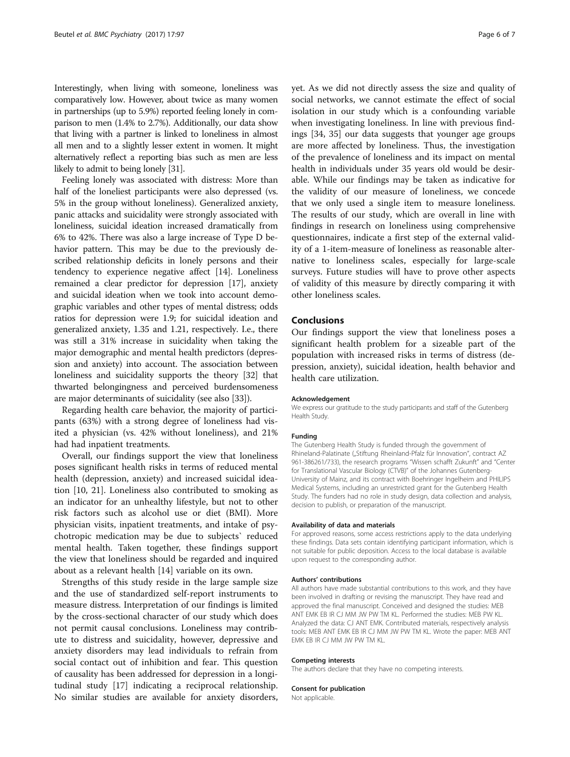Interestingly, when living with someone, loneliness was comparatively low. However, about twice as many women in partnerships (up to 5.9%) reported feeling lonely in comparison to men (1.4% to 2.7%). Additionally, our data show that living with a partner is linked to loneliness in almost all men and to a slightly lesser extent in women. It might alternatively reflect a reporting bias such as men are less likely to admit to being lonely [31].

Feeling lonely was associated with distress: More than half of the loneliest participants were also depressed (vs. 5% in the group without loneliness). Generalized anxiety, panic attacks and suicidality were strongly associated with loneliness, suicidal ideation increased dramatically from 6% to 42%. There was also a large increase of Type D behavior pattern. This may be due to the previously described relationship deficits in lonely persons and their tendency to experience negative affect [14]. Loneliness remained a clear predictor for depression [17], anxiety and suicidal ideation when we took into account demographic variables and other types of mental distress; odds ratios for depression were 1.9; for suicidal ideation and generalized anxiety, 1.35 and 1.21, respectively. I.e., there was still a 31% increase in suicidality when taking the major demographic and mental health predictors (depression and anxiety) into account. The association between loneliness and suicidality supports the theory [32] that thwarted belongingness and perceived burdensomeness are major determinants of suicidality (see also [33]).

Regarding health care behavior, the majority of participants (63%) with a strong degree of loneliness had visited a physician (vs. 42% without loneliness), and 21% had had inpatient treatments.

Overall, our findings support the view that loneliness poses significant health risks in terms of reduced mental health (depression, anxiety) and increased suicidal ideation [10, 21]. Loneliness also contributed to smoking as an indicator for an unhealthy lifestyle, but not to other risk factors such as alcohol use or diet (BMI). More physician visits, inpatient treatments, and intake of psychotropic medication may be due to subjects` reduced mental health. Taken together, these findings support the view that loneliness should be regarded and inquired about as a relevant health [14] variable on its own.

Strengths of this study reside in the large sample size and the use of standardized self-report instruments to measure distress. Interpretation of our findings is limited by the cross-sectional character of our study which does not permit causal conclusions. Loneliness may contribute to distress and suicidality, however, depressive and anxiety disorders may lead individuals to refrain from social contact out of inhibition and fear. This question of causality has been addressed for depression in a longitudinal study [17] indicating a reciprocal relationship. No similar studies are available for anxiety disorders, yet. As we did not directly assess the size and quality of social networks, we cannot estimate the effect of social isolation in our study which is a confounding variable when investigating loneliness. In line with previous findings [34, 35] our data suggests that younger age groups are more affected by loneliness. Thus, the investigation of the prevalence of loneliness and its impact on mental health in individuals under 35 years old would be desirable. While our findings may be taken as indicative for the validity of our measure of loneliness, we concede that we only used a single item to measure loneliness. The results of our study, which are overall in line with findings in research on loneliness using comprehensive questionnaires, indicate a first step of the external validity of a 1-item-measure of loneliness as reasonable alternative to loneliness scales, especially for large-scale surveys. Future studies will have to prove other aspects of validity of this measure by directly comparing it with other loneliness scales.

## Conclusions

Our findings support the view that loneliness poses a significant health problem for a sizeable part of the population with increased risks in terms of distress (depression, anxiety), suicidal ideation, health behavior and health care utilization.

#### Acknowledgement

We express our gratitude to the study participants and staff of the Gutenberg Health Study.

#### Funding

The Gutenberg Health Study is funded through the government of Rhineland-Palatinate („Stiftung Rheinland-Pfalz für Innovation", contract AZ 961-386261/733), the research programs "Wissen schafft Zukunft" and "Center for Translational Vascular Biology (CTVB)" of the Johannes Gutenberg-University of Mainz, and its contract with Boehringer Ingelheim and PHILIPS Medical Systems, including an unrestricted grant for the Gutenberg Health Study. The funders had no role in study design, data collection and analysis, decision to publish, or preparation of the manuscript.

#### Availability of data and materials

For approved reasons, some access restrictions apply to the data underlying these findings. Data sets contain identifying participant information, which is not suitable for public deposition. Access to the local database is available upon request to the corresponding author.

#### Authors' contributions

All authors have made substantial contributions to this work, and they have been involved in drafting or revising the manuscript. They have read and approved the final manuscript. Conceived and designed the studies: MEB ANT EMK EB IR CJ MM JW PW TM KL. Performed the studies: MEB PW KL. Analyzed the data: CJ ANT EMK. Contributed materials, respectively analysis tools: MEB ANT EMK EB IR CJ MM JW PW TM KL. Wrote the paper: MEB ANT EMK EB IR CJ MM JW PW TM KL.

#### Competing interests

The authors declare that they have no competing interests.

#### Consent for publication

Not applicable.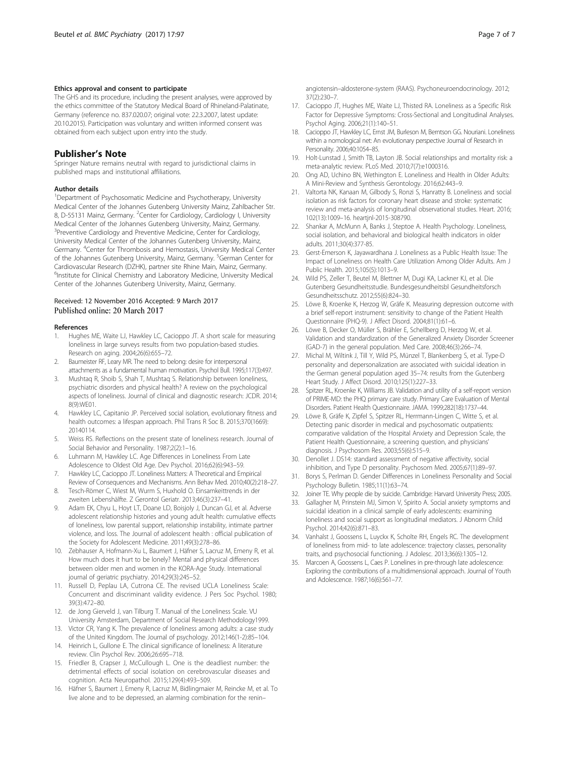#### Ethics approval and consent to participate

The GHS and its procedure, including the present analyses, were approved by the ethics committee of the Statutory Medical Board of Rhineland-Palatinate, Germany (reference no. 837.020.07; original vote: 22.3.2007, latest update: 20.10.2015). Participation was voluntary and written informed consent was obtained from each subject upon entry into the study.

## Publisher's Note

Springer Nature remains neutral with regard to jurisdictional claims in published maps and institutional affiliations.

#### Author details

[1]Department of Psychosomatic Medicine and Psychotherapy, University Medical Center of the Johannes Gutenberg University Mainz, Zahlbacher Str. 8, D-55131 Mainz, Germany. [2]Center for Cardiology, Cardiology I, University Medical Center of the Johannes Gutenberg University, Mainz, Germany. [3]Preventive Cardiology and Preventive Medicine, Center for Cardiology, University Medical Center of the Johannes Gutenberg University, Mainz, Germany. [4]Center for Thrombosis and Hemostasis, University Medical Center of the Johannes Gutenberg University, Mainz, Germany. [5]German Center for Cardiovascular Research (DZHK), partner site Rhine Main, Mainz, Germany. [6]Institute for Clinical Chemistry and Laboratory Medicine, University Medical Center of the Johannes Gutenberg University, Mainz, Germany.

Received: 12 November 2016 Accepted: 9 March 2017
Published online: 20 March 2017

#### References

1. Hughes ME, Waite LJ, Hawkley LC, Cacioppo JT. A short scale for measuring loneliness in large surveys results from two population-based studies. Research on aging. 2004;26(6):655–72.
2. Baumeister RF, Leary MR. The need to belong: desire for interpersonal attachments as a fundamental human motivation. Psychol Bull. 1995;117(3):497.
3. Mushtaq R, Shoib S, Shah T, Mushtaq S. Relationship between loneliness, psychiatric disorders and physical health? A review on the psychological aspects of loneliness. Journal of clinical and diagnostic research: JCDR. 2014; 8(9):WE01.
4. Hawkley LC, Capitanio JP. Perceived social isolation, evolutionary fitness and health outcomes: a lifespan approach. Phil Trans R Soc B. 2015;370(1669): 20140114.
5. Weiss RS. Reflections on the present state of loneliness research. Journal of Social Behavior and Personality. 1987;2(2):1–16.
6. Luhmann M, Hawkley LC. Age Differences in Loneliness From Late Adolescence to Oldest Old Age. Dev Psychol. 2016;62(6):943–59.
7. Hawkley LC, Cacioppo JT. Loneliness Matters: A Theoretical and Empirical Review of Consequences and Mechanisms. Ann Behav Med. 2010;40(2):218–27.
8. Tesch-Römer C, Wiest M, Wurm S, Huxhold O. Einsamkeittrends in der zweiten Lebenshälfte. Z Gerontol Geriatr. 2013;46(3):237–41.
9. Adam EK, Chyu L, Hoyt LT, Doane LD, Boisjoly J, Duncan GJ, et al. Adverse adolescent relationship histories and young adult health: cumulative effects of loneliness, low parental support, relationship instability, intimate partner violence, and loss. The Journal of adolescent health : official publication of the Society for Adolescent Medicine. 2011;49(3):278–86.
10. Zebhauser A, Hofmann-Xu L, Baumert J, Häfner S, Lacruz M, Emeny R, et al. How much does it hurt to be lonely? Mental and physical differences between older men and women in the KORA-Age Study. International journal of geriatric psychiatry. 2014;29(3):245–52.
11. Russell D, Peplau LA, Cutrona CE. The revised UCLA Loneliness Scale: Concurrent and discriminant validity evidence. J Pers Soc Psychol. 1980; 39(3):472–80.
12. de Jong Gierveld J, van Tilburg T. Manual of the Loneliness Scale. VU University Amsterdam, Department of Social Research Methodology1999.
13. Victor CR, Yang K. The prevalence of loneliness among adults: a case study of the United Kingdom. The Journal of psychology. 2012;146(1-2):85–104.
14. Heinrich L, Gullone E. The clinical significance of loneliness: A literature review. Clin Psychol Rev. 2006;26:695–718.
15. Friedler B, Crapser J, McCullough L. One is the deadliest number: the detrimental effects of social isolation on cerebrovascular diseases and cognition. Acta Neuropathol. 2015;129(4):493–509.
16. Häfner S, Baumert J, Emeny R, Lacruz M, Bidlingmaier M, Reincke M, et al. To live alone and to be depressed, an alarming combination for the renin–angiotensin–aldosterone-system (RAAS). Psychoneuroendocrinology. 2012; 37(2):230–7.
17. Cacioppo JT, Hughes ME, Waite LJ, Thisted RA. Loneliness as a Specific Risk Factor for Depressive Symptoms: Cross-Sectional and Longitudinal Analyses. Psychol Aging. 2006;21(1):140–51.
18. Cacioppo JT, Hawkley LC, Ernst JM, Burleson M, Berntson GG. Nouriani. Loneliness within a nomological net: An evolutionary perspective Journal of Research in Personality. 2006;40:1054–85.
19. Holt-Lunstad J, Smith TB, Layton JB. Social relationships and mortality risk: a meta-analytic review. PLoS Med. 2010;7(7):e1000316.
20. Ong AD, Uchino BN, Wethington E. Loneliness and Health in Older Adults: A Mini-Review and Synthesis Gerontology. 2016;62:443–9.
21. Valtorta NK, Kanaan M, Gilbody S, Ronzi S, Hanratty B. Loneliness and social isolation as risk factors for coronary heart disease and stroke: systematic review and meta-analysis of longitudinal observational studies. Heart. 2016; 102(13):1009–16. heartjnl-2015-308790.
22. Shankar A, McMunn A, Banks J, Steptoe A. Health Psychology. Loneliness, social isolation, and behavioral and biological health indicators in older adults. 2011;30(4):377-85.
23. Gerst-Emerson K, Jayawardhana J. Loneliness as a Public Health Issue: The Impact of Loneliness on Health Care Utilization Among Older Adults. Am J Public Health. 2015;105(5):1013–9.
24. Wild PS, Zeller T, Beutel M, Blettner M, Dugi KA, Lackner KJ, et al. Die Gutenberg Gesundheitsstudie. Bundesgesundheitsbl Gesundheitsforsch Gesundheitsschutz. 2012;55(6):824–30.
25. Löwe B, Kroenke K, Herzog W, Gräfe K. Measuring depression outcome with a brief self-report instrument: sensitivity to change of the Patient Health Questionnaire (PHQ-9). J Affect Disord. 2004;81(1):61–6.
26. Löwe B, Decker O, Müller S, Brähler E, Schellberg D, Herzog W, et al. Validation and standardization of the Generalized Anxiety Disorder Screener (GAD-7) in the general population. Med Care. 2008;46(3):266–74.
27. Michal M, Wiltink J, Till Y, Wild PS, Münzel T, Blankenberg S, et al. Type-D personality and depersonalization are associated with suicidal ideation in the German general population aged 35–74: results from the Gutenberg Heart Study. J Affect Disord. 2010;125(1):227–33.
28. Spitzer RL, Kroenke K, Williams JB. Validation and utility of a self-report version of PRIME-MD: the PHQ primary care study. Primary Care Evaluation of Mental Disorders. Patient Health Questionnaire. JAMA. 1999;282(18):1737–44.
29. Löwe B, Gräfe K, Zipfel S, Spitzer RL, Herrmann-Lingen C, Witte S, et al. Detecting panic disorder in medical and psychosomatic outpatients: comparative validation of the Hospital Anxiety and Depression Scale, the Patient Health Questionnaire, a screening question, and physicians' diagnosis. J Psychosom Res. 2003;55(6):515–9.
30. Denollet J. DS14: standard assessment of negative affectivity, social inhibition, and Type D personality. Psychosom Med. 2005;67(1):89–97.
31. Borys S, Perlman D. Gender Differences in Loneliness Personality and Social Psychology Bulletin. 1985;11(1):63–74.
32. Joiner TE. Why people die by suicide. Cambridge: Harvard University Press; 2005.
33. Gallagher M, Prinstein MJ, Simon V, Spirito A. Social anxiety symptoms and suicidal ideation in a clinical sample of early adolescents: examining loneliness and social support as longitudinal mediators. J Abnorm Child Psychol. 2014;42(6):871–83.
34. Vanhalst J, Goossens L, Luyckx K, Scholte RH, Engels RC. The development of loneliness from mid- to late adolescence: trajectory classes, personality traits, and psychosocial functioning. J Adolesc. 2013;36(6):1305–12.
35. Marcoen A, Goossens L, Caes P. Lonelines in pre-through late adolescence: Exploring the contributions of a multidimensional approach. Journal of Youth and Adolescence. 1987;16(6):561–77.